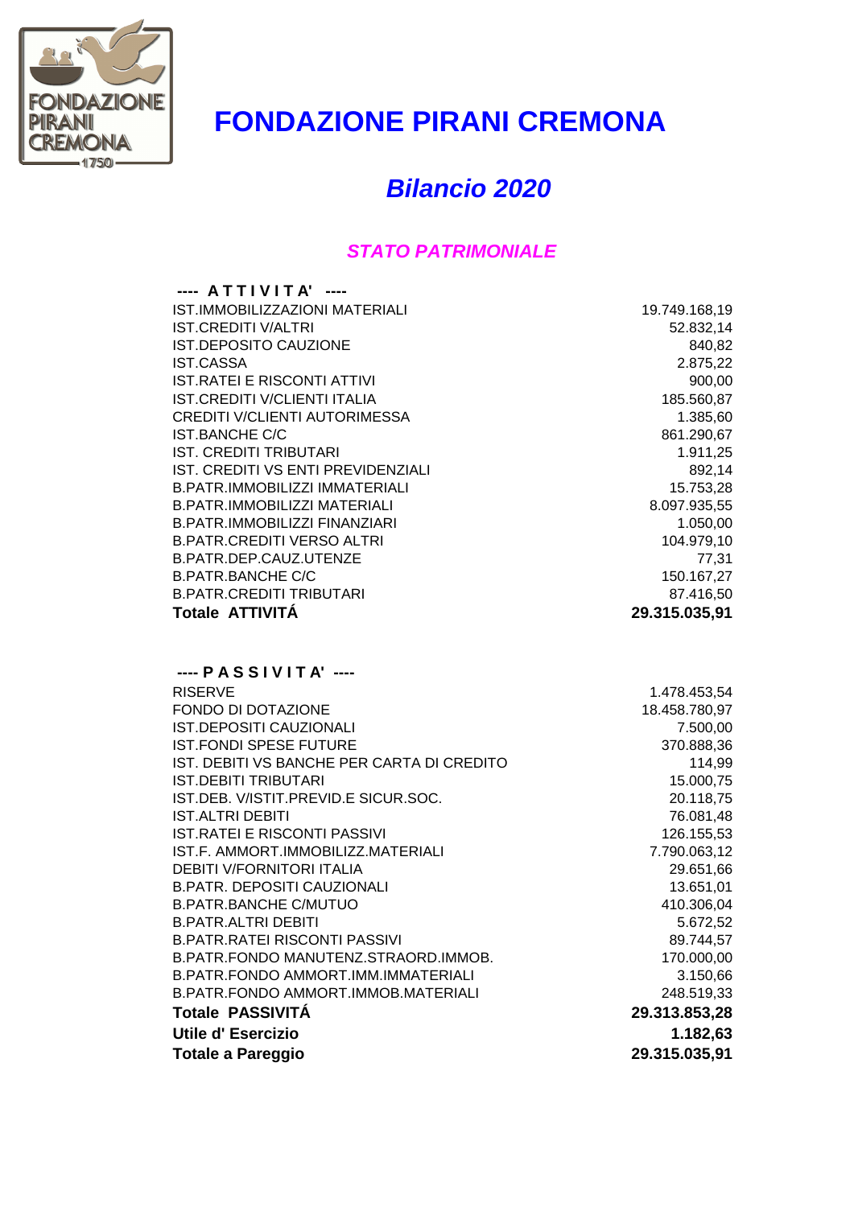# FONDAZIONE PIRANI CREMONA

## *Bilancio 2020*

### *STATO PATRIMONIALE*

| ---- A T T I V I T A' ---- | |
|---|---|
| IST.IMMOBILIZZAZIONI MATERIALI | 19.749.168,19 |
| IST.CREDITI V/ALTRI | 52.832,14 |
| IST.DEPOSITO CAUZIONE | 840,82 |
| IST.CASSA | 2.875,22 |
| IST.RATEI E RISCONTI ATTIVI | 900,00 |
| IST.CREDITI V/CLIENTI ITALIA | 185.560,87 |
| CREDITI V/CLIENTI AUTORIMESSA | 1.385,60 |
| IST.BANCHE C/C | 861.290,67 |
| IST. CREDITI TRIBUTARI | 1.911,25 |
| IST. CREDITI VS ENTI PREVIDENZIALI | 892,14 |
| B.PATR.IMMOBILIZZI IMMATERIALI | 15.753,28 |
| B.PATR.IMMOBILIZZI MATERIALI | 8.097.935,55 |
| B.PATR.IMMOBILIZZI FINANZIARI | 1.050,00 |
| B.PATR.CREDITI VERSO ALTRI | 104.979,10 |
| B.PATR.DEP.CAUZ.UTENZE | 77,31 |
| B.PATR.BANCHE C/C | 150.167,27 |
| B.PATR.CREDITI TRIBUTARI | 87.416,50 |
| **Totale ATTIVITÁ** | **29.315.035,91** |

| ---- P A S S I V I T A' ---- | |
|---|---|
| RISERVE | 1.478.453,54 |
| FONDO DI DOTAZIONE | 18.458.780,97 |
| IST.DEPOSITI CAUZIONALI | 7.500,00 |
| IST.FONDI SPESE FUTURE | 370.888,36 |
| IST. DEBITI VS BANCHE PER CARTA DI CREDITO | 114,99 |
| IST.DEBITI TRIBUTARI | 15.000,75 |
| IST.DEB. V/ISTIT.PREVID.E SICUR.SOC. | 20.118,75 |
| IST.ALTRI DEBITI | 76.081,48 |
| IST.RATEI E RISCONTI PASSIVI | 126.155,53 |
| IST.F. AMMORT.IMMOBILIZZ.MATERIALI | 7.790.063,12 |
| DEBITI V/FORNITORI ITALIA | 29.651,66 |
| B.PATR. DEPOSITI CAUZIONALI | 13.651,01 |
| B.PATR.BANCHE C/MUTUO | 410.306,04 |
| B.PATR.ALTRI DEBITI | 5.672,52 |
| B.PATR.RATEI RISCONTI PASSIVI | 89.744,57 |
| B.PATR.FONDO MANUTENZ.STRAORD.IMMOB. | 170.000,00 |
| B.PATR.FONDO AMMORT.IMM.IMMATERIALI | 3.150,66 |
| B.PATR.FONDO AMMORT.IMMOB.MATERIALI | 248.519,33 |
| **Totale PASSIVITÁ** | **29.313.853,28** |
| **Utile d' Esercizio** | **1.182,63** |
| **Totale a Pareggio** | **29.315.035,91** |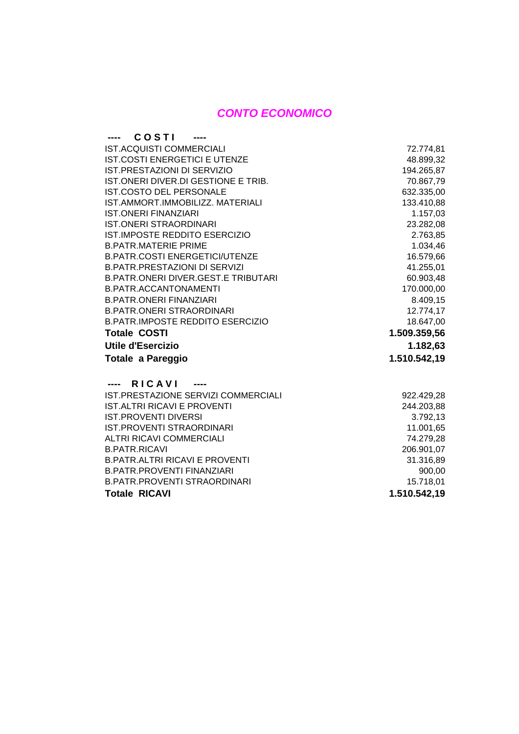# *CONTO ECONOMICO*

| | |
|---|---|
| **---- C O S T I ----** | |
| IST.ACQUISTI COMMERCIALI | 72.774,81 |
| IST.COSTI ENERGETICI E UTENZE | 48.899,32 |
| IST.PRESTAZIONI DI SERVIZIO | 194.265,87 |
| IST.ONERI DIVER.DI GESTIONE E TRIB. | 70.867,79 |
| IST.COSTO DEL PERSONALE | 632.335,00 |
| IST.AMMORT.IMMOBILIZZ. MATERIALI | 133.410,88 |
| IST.ONERI FINANZIARI | 1.157,03 |
| IST.ONERI STRAORDINARI | 23.282,08 |
| IST.IMPOSTE REDDITO ESERCIZIO | 2.763,85 |
| B.PATR.MATERIE PRIME | 1.034,46 |
| B.PATR.COSTI ENERGETICI/UTENZE | 16.579,66 |
| B.PATR.PRESTAZIONI DI SERVIZI | 41.255,01 |
| B.PATR.ONERI DIVER.GEST.E TRIBUTARI | 60.903,48 |
| B.PATR.ACCANTONAMENTI | 170.000,00 |
| B.PATR.ONERI FINANZIARI | 8.409,15 |
| B.PATR.ONERI STRAORDINARI | 12.774,17 |
| B.PATR.IMPOSTE REDDITO ESERCIZIO | 18.647,00 |
| **Totale COSTI** | **1.509.359,56** |
| **Utile d'Esercizio** | **1.182,63** |
| **Totale a Pareggio** | **1.510.542,19** |

| | |
|---|---|
| **---- R I C A V I ----** | |
| IST.PRESTAZIONE SERVIZI COMMERCIALI | 922.429,28 |
| IST.ALTRI RICAVI E PROVENTI | 244.203,88 |
| IST.PROVENTI DIVERSI | 3.792,13 |
| IST.PROVENTI STRAORDINARI | 11.001,65 |
| ALTRI RICAVI COMMERCIALI | 74.279,28 |
| B.PATR.RICAVI | 206.901,07 |
| B.PATR.ALTRI RICAVI E PROVENTI | 31.316,89 |
| B.PATR.PROVENTI FINANZIARI | 900,00 |
| B.PATR.PROVENTI STRAORDINARI | 15.718,01 |
| **Totale RICAVI** | **1.510.542,19** |